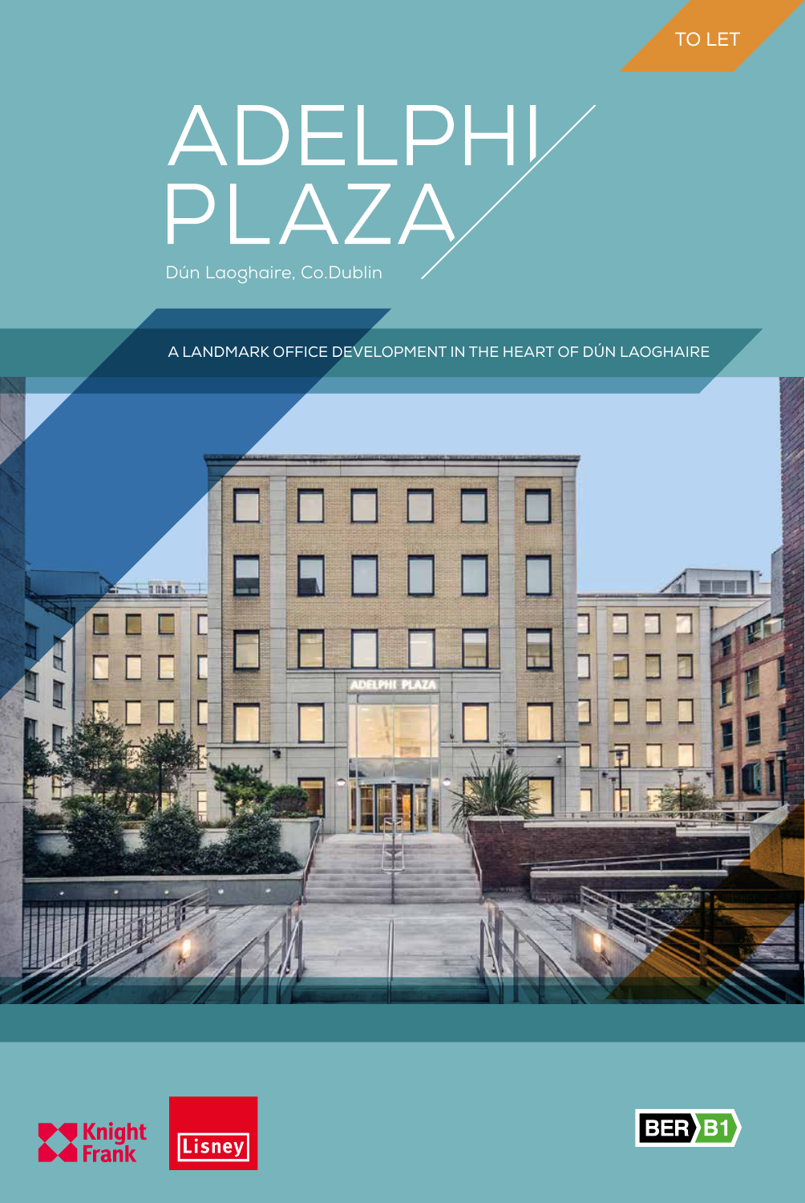TO LET

# ADELPHI PLAZA

Dún Laoghaire, Co.Dublin

A LANDMARK OFFICE DEVELOPMENT IN THE HEART OF DÚN LAOGHAIRE

Knight Frank

Lisney

BER B1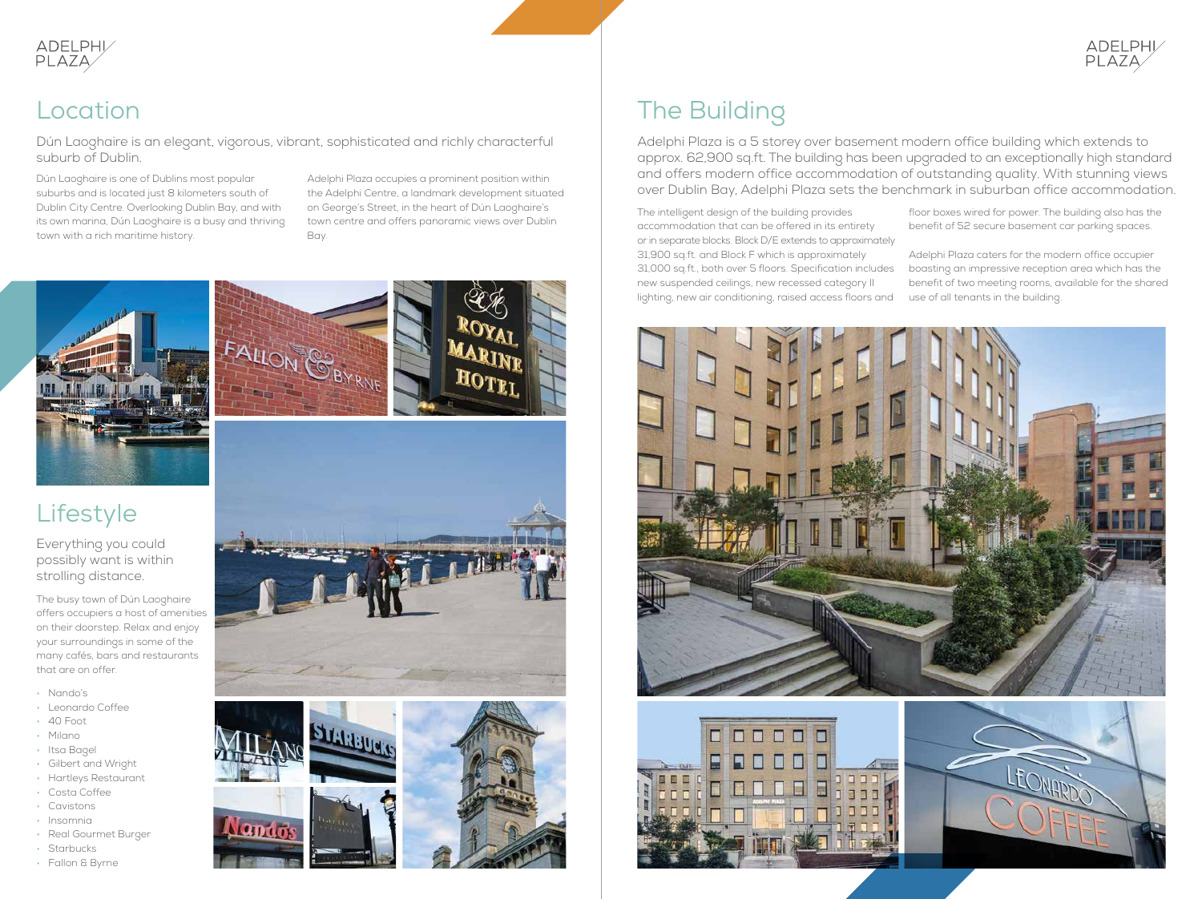# Location

Dún Laoghaire is an elegant, vigorous, vibrant, sophisticated and richly characterful suburb of Dublin.

Dún Laoghaire is one of Dublins most popular suburbs and is located just 8 kilometers south of Dublin City Centre. Overlooking Dublin Bay, and with its own marina, Dún Laoghaire is a busy and thriving town with a rich maritime history.

Adelphi Plaza occupies a prominent position within the Adelphi Centre, a landmark development situated on George's Street, in the heart of Dún Laoghaire's town centre and offers panoramic views over Dublin Bay.

# Lifestyle

Everything you could possibly want is within strolling distance.

The busy town of Dún Laoghaire offers occupiers a host of amenities on their doorstep. Relax and enjoy your surroundings in some of the many cafés, bars and restaurants that are on offer.

- Nando's
- Leonardo Coffee
- 40 Foot
- Milano
- Itsa Bagel
- Gilbert and Wright
- Hartleys Restaurant
- Costa Coffee
- Cavistons
- Insomnia
- Real Gourmet Burger
- Starbucks
- Fallon & Byrne

# The Building

Adelphi Plaza is a 5 storey over basement modern office building which extends to approx. 62,900 sq.ft. The building has been upgraded to an exceptionally high standard and offers modern office accommodation of outstanding quality. With stunning views over Dublin Bay, Adelphi Plaza sets the benchmark in suburban office accommodation.

The intelligent design of the building provides accommodation that can be offered in its entirety or in separate blocks. Block D/E extends to approximately 31,900 sq.ft. and Block F which is approximately 31,000 sq.ft., both over 5 floors. Specification includes new suspended ceilings, new recessed category II lighting, new air conditioning, raised access floors and floor boxes wired for power. The building also has the benefit of 52 secure basement car parking spaces.

Adelphi Plaza caters for the modern office occupier boasting an impressive reception area which has the benefit of two meeting rooms, available for the shared use of all tenants in the building.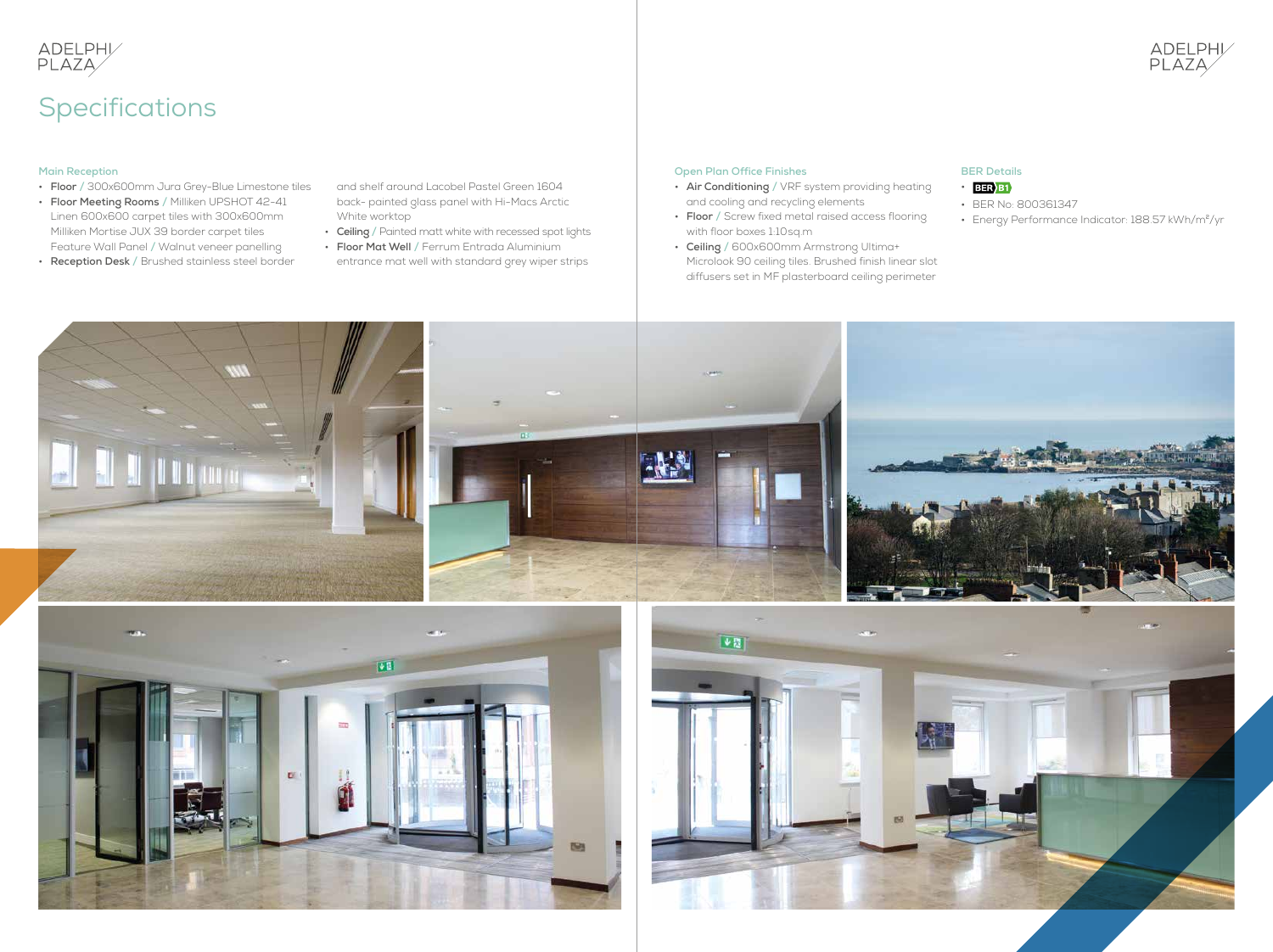# Specifications

## Main Reception

- **Floor** / 300x600mm Jura Grey-Blue Limestone tiles
- **Floor Meeting Rooms** / Milliken UPSHOT 42-41 Linen 600x600 carpet tiles with 300x600mm Milliken Mortise JUX 39 border carpet tiles Feature Wall Panel / Walnut veneer panelling
- **Reception Desk** / Brushed stainless steel border and shelf around Lacobel Pastel Green 1604 back- painted glass panel with Hi-Macs Arctic White worktop
- **Ceiling** / Painted matt white with recessed spot lights
- **Floor Mat Well** / Ferrum Entrada Aluminium entrance mat well with standard grey wiper strips

## Open Plan Office Finishes

- **Air Conditioning** / VRF system providing heating and cooling and recycling elements
- **Floor** / Screw fixed metal raised access flooring with floor boxes 1:10sq.m
- **Ceiling** / 600x600mm Armstrong Ultima+ Microlook 90 ceiling tiles. Brushed finish linear slot diffusers set in MF plasterboard ceiling perimeter

## BER Details

- BER B1
- BER No: 800361347
- Energy Performance Indicator: 188.57 kWh/m²/yr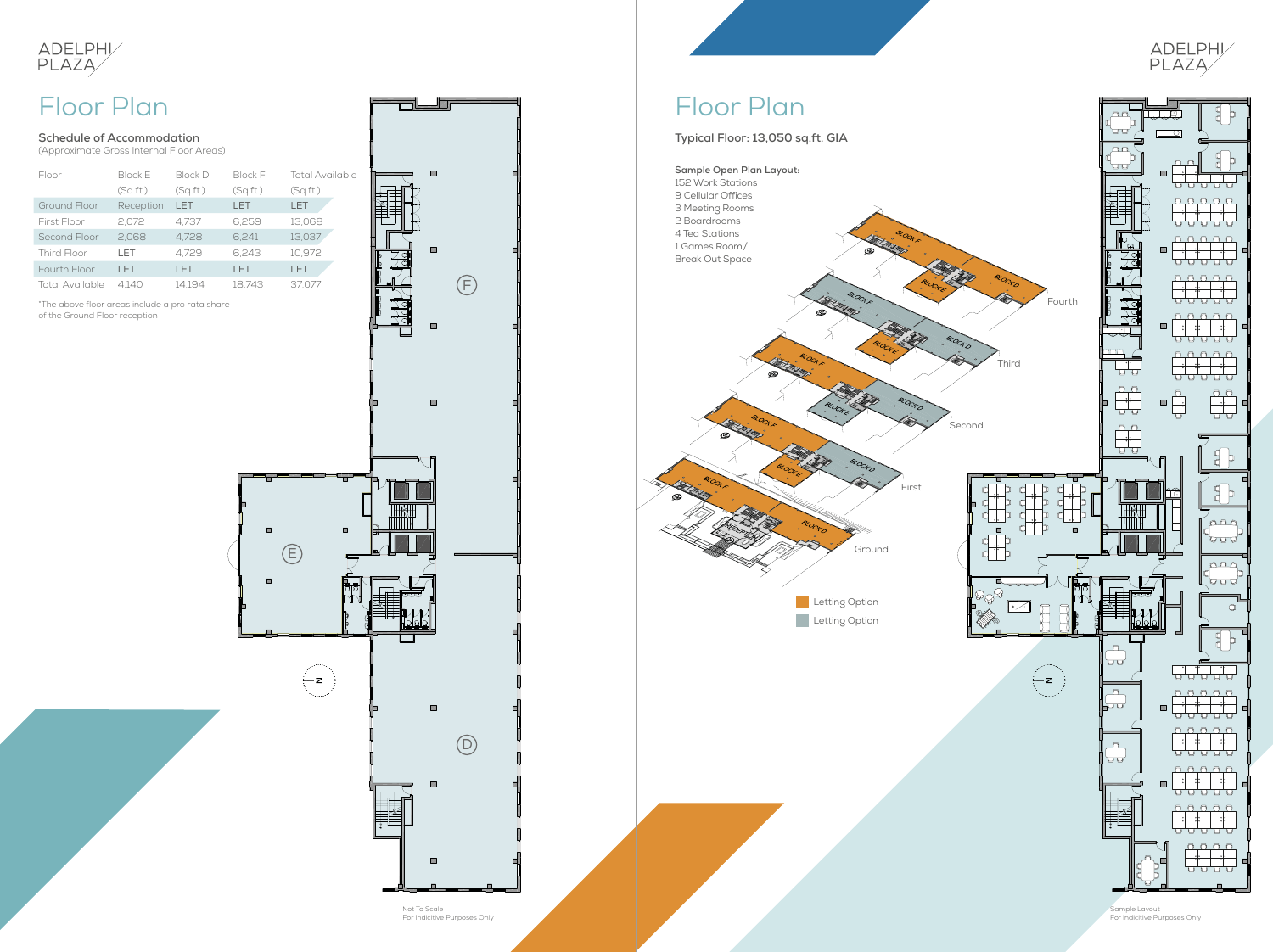ADELPHI PLAZA

# Floor Plan

## Schedule of Accommodation

(Approximate Gross Internal Floor Areas)

| Floor | Block E (Sq.ft.) | Block D (Sq.ft.) | Block F (Sq.ft.) | Total Available (Sq.ft.) |
|---|---|---|---|---|
| Ground Floor | Reception | LET | LET | LET |
| First Floor | 2,072 | 4,737 | 6,259 | 13,068 |
| Second Floor | 2,068 | 4,728 | 6,241 | 13,037 |
| Third Floor | LET | 4,729 | 6,243 | 10,972 |
| Fourth Floor | LET | LET | LET | LET |
| Total Available | 4,140 | 14,194 | 18,743 | 37,077 |

*The above floor areas include a pro rata share of the Ground Floor reception

F

E

D

N

Not To Scale
For Indicitive Purposes Only

ADELPHI PLAZA

# Floor Plan

**Typical Floor: 13,050 sq.ft. GIA**

**Sample Open Plan Layout:**

152 Work Stations
9 Cellular Offices
3 Meeting Rooms
2 Boardrooms
4 Tea Stations
1 Games Room/ Break Out Space

Fourth

Third

Second

First

Ground

Letting Option

Letting Option

N

Sample Layout
For Indicitive Purposes Only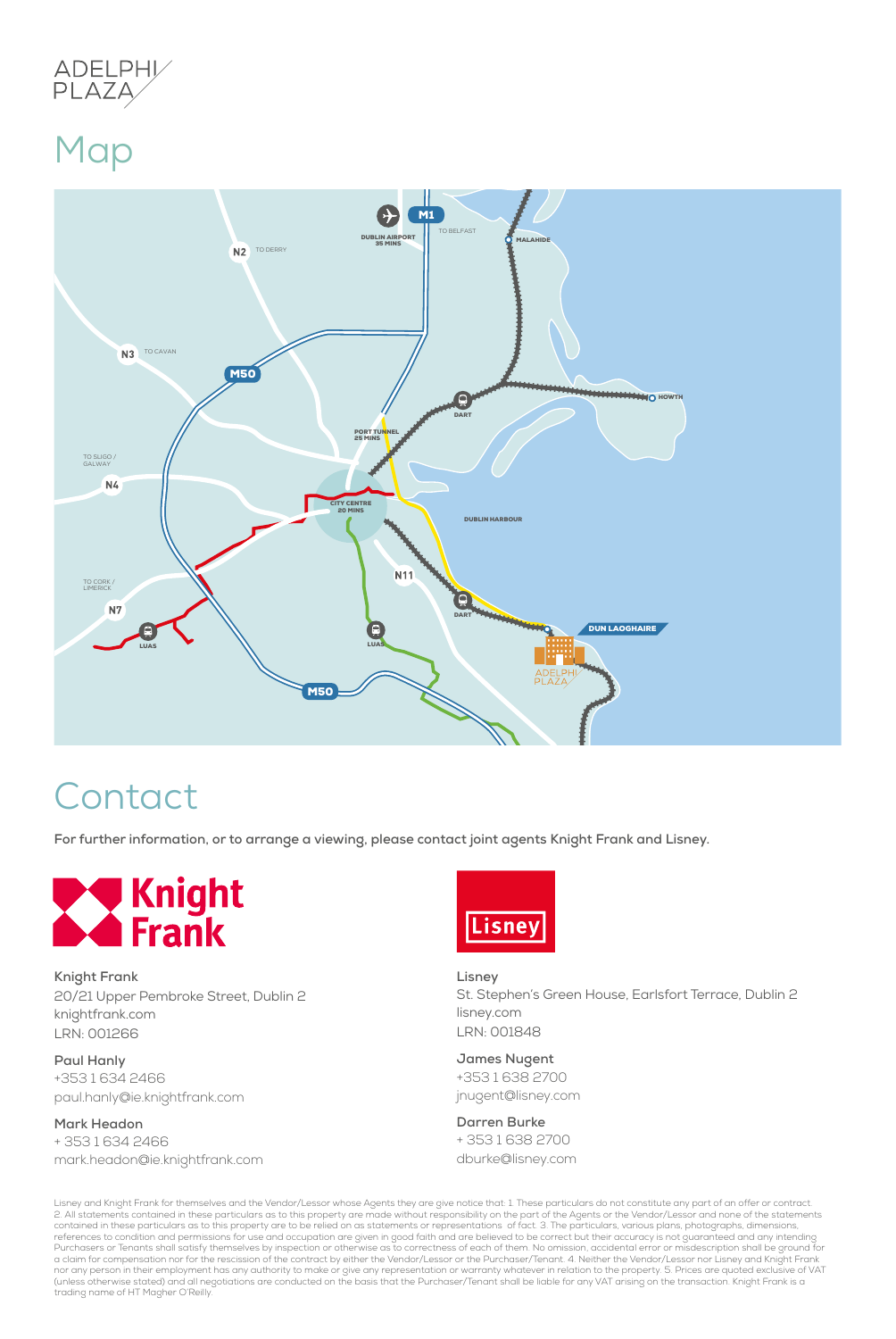ADELPHI PLAZA

# Map

DUBLIN AIRPORT 35 MINS
M1
TO BELFAST
MALAHIDE
N2
TO DERRY
N3
TO CAVAN
M50
HOWTH
DART
PORT TUNNEL 25 MINS
TO SLIGO / GALWAY
N4
CITY CENTRE 20 MINS
DUBLIN HARBOUR
N11
TO CORK / LIMERICK
N7
DART
DUN LAOGHAIRE
LUAS
LUAS
ADELPHI PLAZA
M50

# Contact

**For further information, or to arrange a viewing, please contact joint agents Knight Frank and Lisney.**

Knight Frank

**Knight Frank**
20/21 Upper Pembroke Street, Dublin 2
knightfrank.com
LRN: 001266

**Paul Hanly**
+353 1 634 2466
paul.hanly@ie.knightfrank.com

**Mark Headon**
+ 353 1 634 2466
mark.headon@ie.knightfrank.com

Lisney

**Lisney**
St. Stephen's Green House, Earlsfort Terrace, Dublin 2
lisney.com
LRN: 001848

**James Nugent**
+353 1 638 2700
jnugent@lisney.com

**Darren Burke**
+ 353 1 638 2700
dburke@lisney.com

Lisney and Knight Frank for themselves and the Vendor/Lessor whose Agents they are give notice that: 1. These particulars do not constitute any part of an offer or contract. 2. All statements contained in these particulars as to this property are made without responsibility on the part of the Agents or the Vendor/Lessor and none of the statements contained in these particulars as to this property are to be relied on as statements or representations of fact. 3. The particulars, various plans, photographs, dimensions, references to condition and permissions for use and occupation are given in good faith and are believed to be correct but their accuracy is not guaranteed and any intending Purchasers or Tenants shall satisfy themselves by inspection or otherwise as to correctness of each of them. No omission, accidental error or misdescription shall be ground for a claim for compensation nor for the rescission of the contract by either the Vendor/Lessor or the Purchaser/Tenant. 4. Neither the Vendor/Lessor nor Lisney and Knight Frank nor any person in their employment has any authority to make or give any representation or warranty whatever in relation to the property. 5. Prices are quoted exclusive of VAT (unless otherwise stated) and all negotiations are conducted on the basis that the Purchaser/Tenant shall be liable for any VAT arising on the transaction. Knight Frank is a trading name of HT Magher O'Reilly.